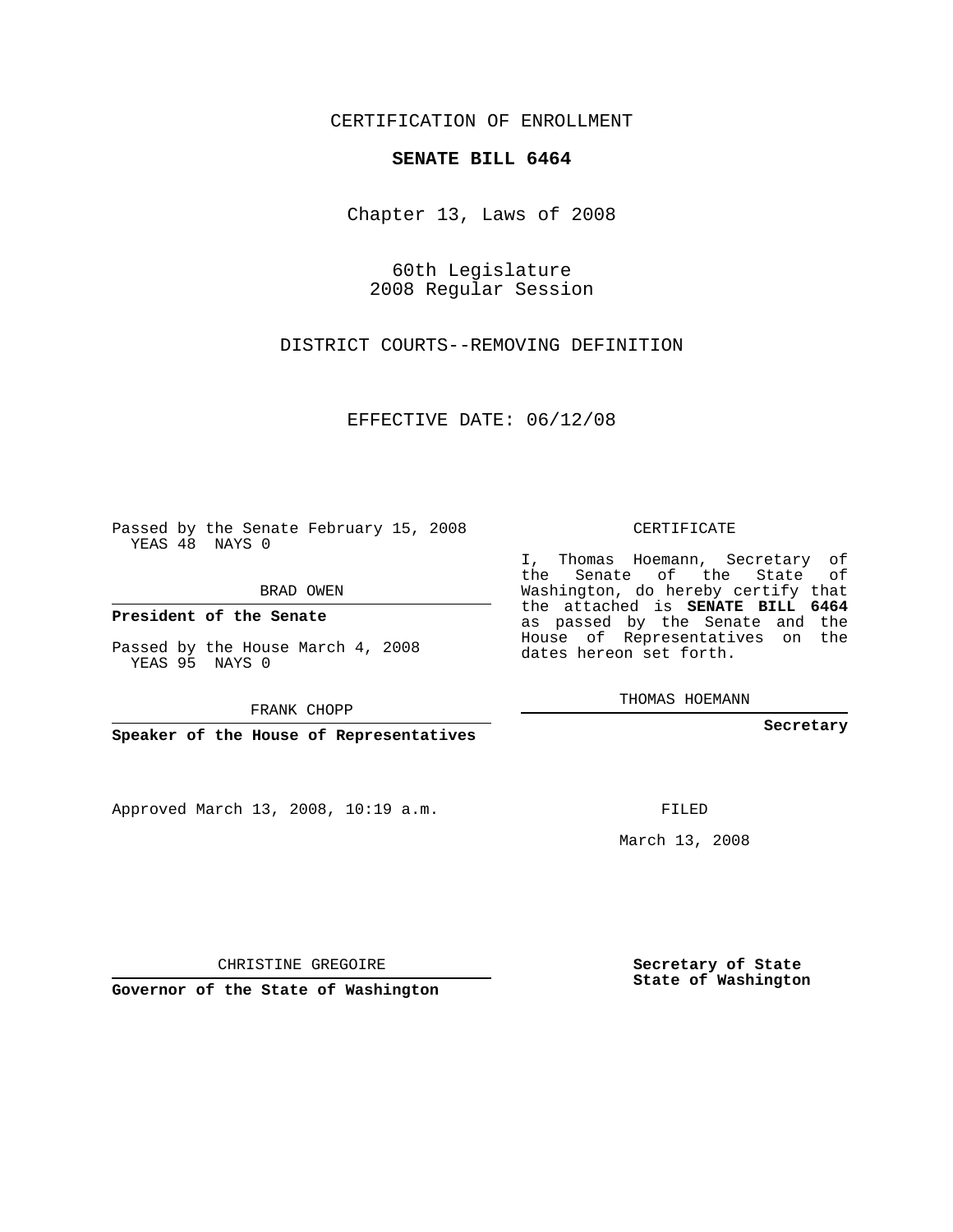CERTIFICATION OF ENROLLMENT

**SENATE BILL 6464**

Chapter 13, Laws of 2008

60th Legislature
2008 Regular Session

DISTRICT COURTS--REMOVING DEFINITION

EFFECTIVE DATE: 06/12/08

Passed by the Senate February 15, 2008
YEAS 48 NAYS 0

BRAD OWEN

**President of the Senate**

Passed by the House March 4, 2008
YEAS 95 NAYS 0

FRANK CHOPP

**Speaker of the House of Representatives**

Approved March 13, 2008, 10:19 a.m.

CHRISTINE GREGOIRE

**Governor of the State of Washington**

CERTIFICATE

I, Thomas Hoemann, Secretary of the Senate of the State of Washington, do hereby certify that the attached is **SENATE BILL 6464** as passed by the Senate and the House of Representatives on the dates hereon set forth.

THOMAS HOEMANN

**Secretary**

FILED

March 13, 2008

**Secretary of State**
**State of Washington**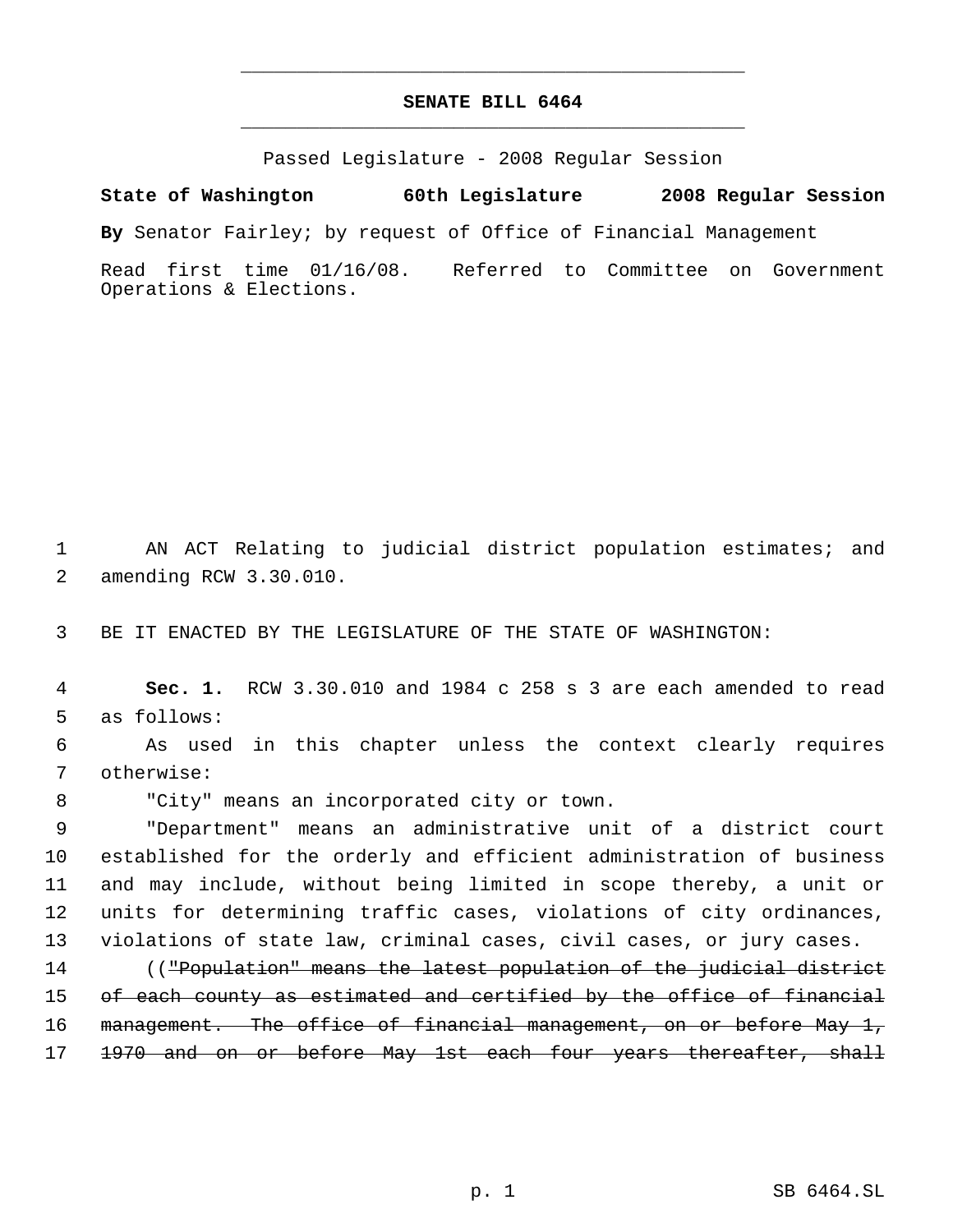# SENATE BILL 6464

Passed Legislature - 2008 Regular Session

**State of Washington 60th Legislature 2008 Regular Session**

**By** Senator Fairley; by request of Office of Financial Management

Read first time 01/16/08. Referred to Committee on Government Operations & Elections.

AN ACT Relating to judicial district population estimates; and amending RCW 3.30.010.

BE IT ENACTED BY THE LEGISLATURE OF THE STATE OF WASHINGTON:

**Sec. 1.** RCW 3.30.010 and 1984 c 258 s 3 are each amended to read as follows:

As used in this chapter unless the context clearly requires otherwise:

"City" means an incorporated city or town.

"Department" means an administrative unit of a district court established for the orderly and efficient administration of business and may include, without being limited in scope thereby, a unit or units for determining traffic cases, violations of city ordinances, violations of state law, criminal cases, civil cases, or jury cases.

((~~"Population" means the latest population of the judicial district of each county as estimated and certified by the office of financial management. The office of financial management, on or before May 1, 1970 and on or before May 1st each four years thereafter, shall~~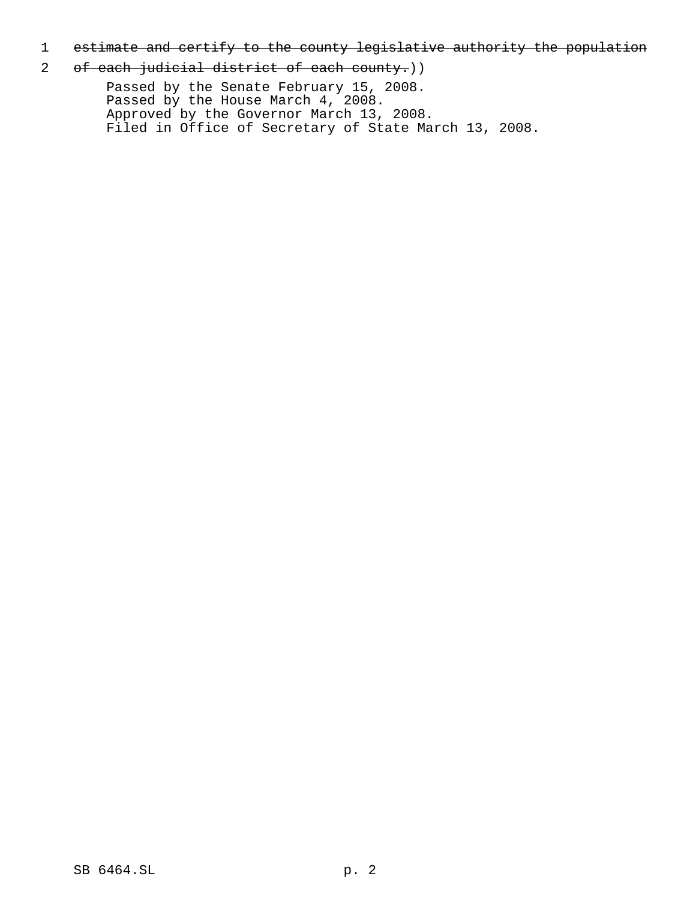~~estimate and certify to the county legislative authority the population of each judicial district of each county.~~))

Passed by the Senate February 15, 2008.
Passed by the House March 4, 2008.
Approved by the Governor March 13, 2008.
Filed in Office of Secretary of State March 13, 2008.